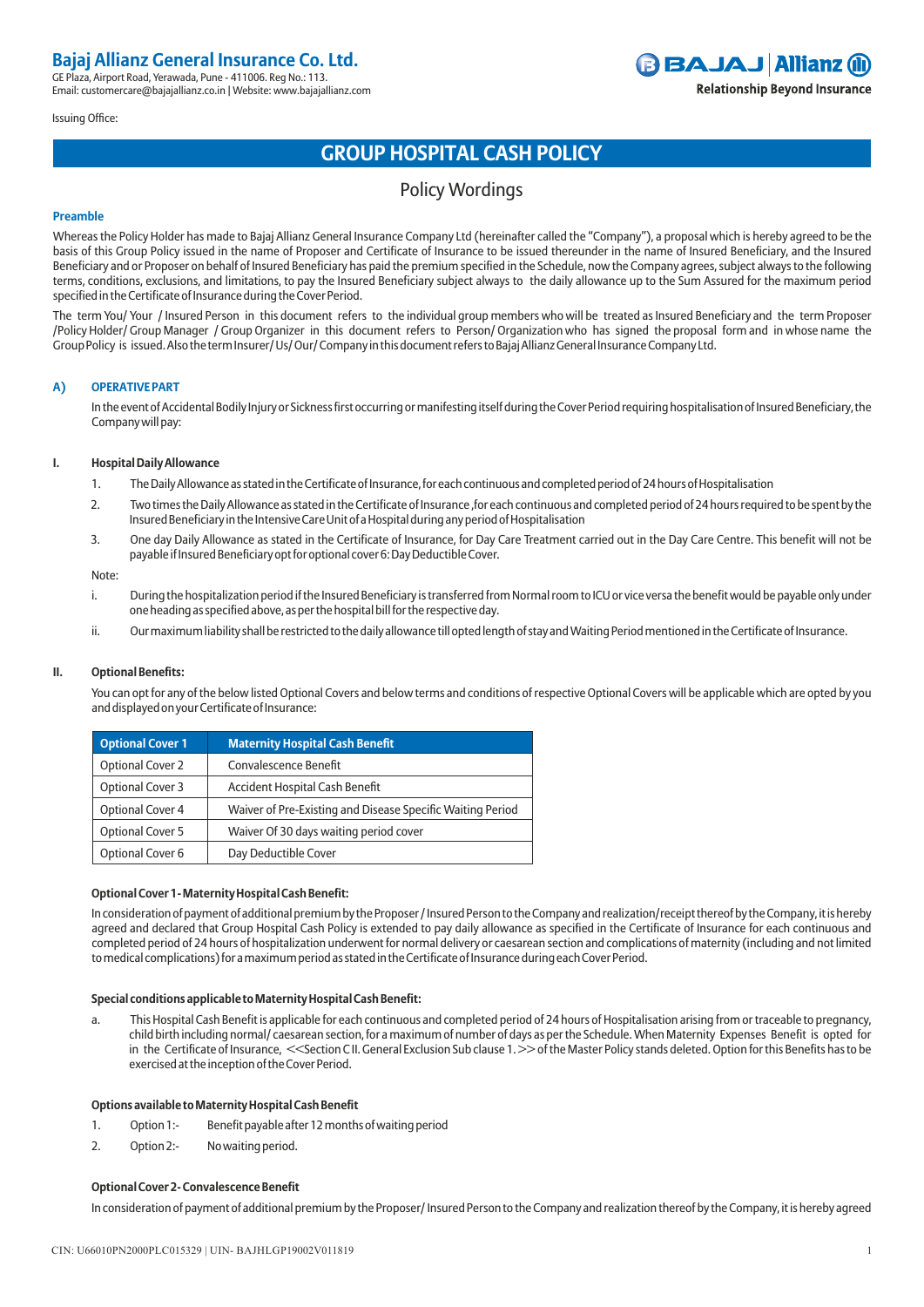# Bajaj Allianz General Insurance Co. Ltd.

GE Plaza, Airport Road, Yerawada, Pune - 411006. Reg No.: 113.
Email: customercare@bajajallianz.co.in | Website: www.bajajallianz.com

BAJAJ | Allianz
Relationship Beyond Insurance

Issuing Office:

# GROUP HOSPITAL CASH POLICY

## Policy Wordings

### Preamble

Whereas the Policy Holder has made to Bajaj Allianz General Insurance Company Ltd (hereinafter called the "Company"), a proposal which is hereby agreed to be the basis of this Group Policy issued in the name of Proposer and Certificate of Insurance to be issued thereunder in the name of Insured Beneficiary, and the Insured Beneficiary and or Proposer on behalf of Insured Beneficiary has paid the premium specified in the Schedule, now the Company agrees, subject always to the following terms, conditions, exclusions, and limitations, to pay the Insured Beneficiary subject always to the daily allowance up to the Sum Assured for the maximum period specified in the Certificate of Insurance during the Cover Period.

The term You/ Your / Insured Person in this document refers to the individual group members who will be treated as Insured Beneficiary and the term Proposer /Policy Holder/ Group Manager / Group Organizer in this document refers to Person/ Organization who has signed the proposal form and in whose name the Group Policy is issued. Also the term Insurer/ Us/ Our/ Company in this document refers to Bajaj Allianz General Insurance Company Ltd.

### A) OPERATIVE PART

In the event of Accidental Bodily Injury or Sickness first occurring or manifesting itself during the Cover Period requiring hospitalisation of Insured Beneficiary, the Company will pay:

### I. Hospital Daily Allowance

1. The Daily Allowance as stated in the Certificate of Insurance, for each continuous and completed period of 24 hours of Hospitalisation
2. Two times the Daily Allowance as stated in the Certificate of Insurance ,for each continuous and completed period of 24 hours required to be spent by the Insured Beneficiary in the Intensive Care Unit of a Hospital during any period of Hospitalisation
3. One day Daily Allowance as stated in the Certificate of Insurance, for Day Care Treatment carried out in the Day Care Centre. This benefit will not be payable if Insured Beneficiary opt for optional cover 6: Day Deductible Cover.

Note:

i. During the hospitalization period if the Insured Beneficiary is transferred from Normal room to ICU or vice versa the benefit would be payable only under one heading as specified above, as per the hospital bill for the respective day.

ii. Our maximum liability shall be restricted to the daily allowance till opted length of stay and Waiting Period mentioned in the Certificate of Insurance.

### II. Optional Benefits:

You can opt for any of the below listed Optional Covers and below terms and conditions of respective Optional Covers will be applicable which are opted by you and displayed on your Certificate of Insurance:

| Optional Cover 1 | Maternity Hospital Cash Benefit |
|---|---|
| Optional Cover 2 | Convalescence Benefit |
| Optional Cover 3 | Accident Hospital Cash Benefit |
| Optional Cover 4 | Waiver of Pre-Existing and Disease Specific Waiting Period |
| Optional Cover 5 | Waiver Of 30 days waiting period cover |
| Optional Cover 6 | Day Deductible Cover |

#### Optional Cover 1 - Maternity Hospital Cash Benefit:

In consideration of payment of additional premium by the Proposer / Insured Person to the Company and realization/receipt thereof by the Company, it is hereby agreed and declared that Group Hospital Cash Policy is extended to pay daily allowance as specified in the Certificate of Insurance for each continuous and completed period of 24 hours of hospitalization underwent for normal delivery or caesarean section and complications of maternity (including and not limited to medical complications) for a maximum period as stated in the Certificate of Insurance during each Cover Period.

#### Special conditions applicable to Maternity Hospital Cash Benefit:

a. This Hospital Cash Benefit is applicable for each continuous and completed period of 24 hours of Hospitalisation arising from or traceable to pregnancy, child birth including normal/ caesarean section, for a maximum of number of days as per the Schedule. When Maternity Expenses Benefit is opted for in the Certificate of Insurance, <<Section C II. General Exclusion Sub clause 1.>> of the Master Policy stands deleted. Option for this Benefits has to be exercised at the inception of the Cover Period.

#### Options available to Maternity Hospital Cash Benefit

1. Option 1:- Benefit payable after 12 months of waiting period
2. Option 2:- No waiting period.

#### Optional Cover 2 - Convalescence Benefit

In consideration of payment of additional premium by the Proposer/ Insured Person to the Company and realization thereof by the Company, it is hereby agreed

CIN: U66010PN2000PLC015329 | UIN- BAJHLGP19002V011819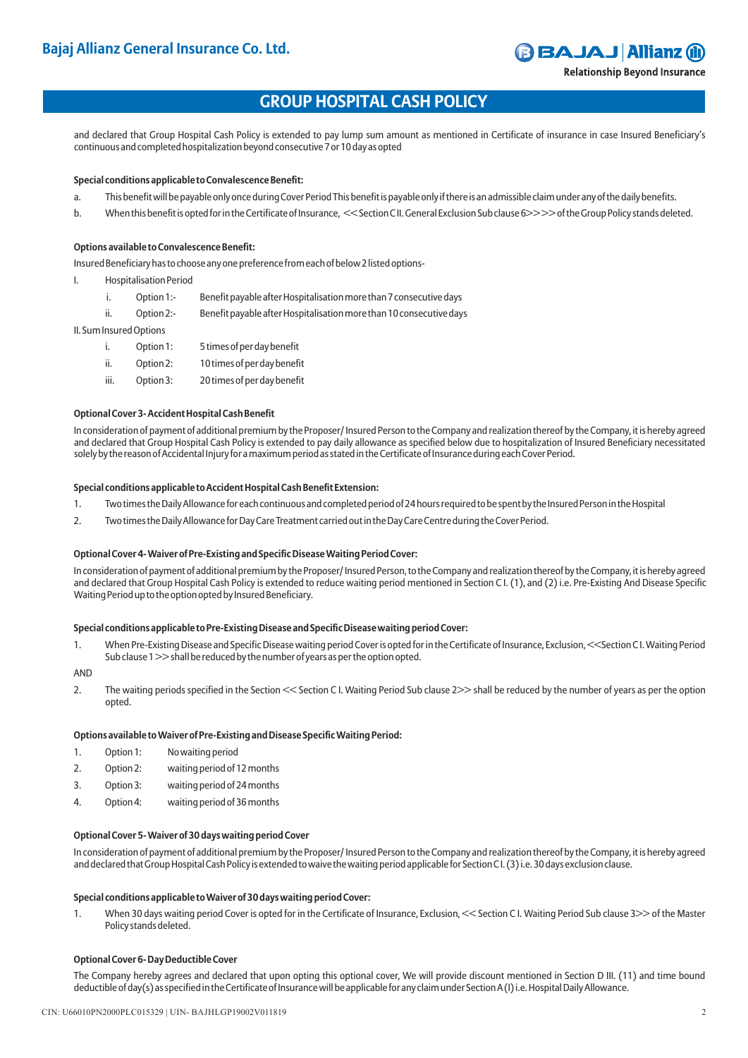and declared that Group Hospital Cash Policy is extended to pay lump sum amount as mentioned in Certificate of insurance in case Insured Beneficiary's continuous and completed hospitalization beyond consecutive 7 or 10 day as opted

**Special conditions applicable to Convalescence Benefit:**

a. This benefit will be payable only once during Cover Period This benefit is payable only if there is an admissible claim under any of the daily benefits.

b. When this benefit is opted for in the Certificate of Insurance, <<Section C II. General Exclusion Sub clause 6>> >> of the Group Policy stands deleted.

**Options available to Convalescence Benefit:**

Insured Beneficiary has to choose any one preference from each of below 2 listed options-

I. Hospitalisation Period

  i. Option 1:- Benefit payable after Hospitalisation more than 7 consecutive days
  
  ii. Option 2:- Benefit payable after Hospitalisation more than 10 consecutive days

II. Sum Insured Options

  i. Option 1: 5 times of per day benefit
  
  ii. Option 2: 10 times of per day benefit
  
  iii. Option 3: 20 times of per day benefit

**Optional Cover 3- Accident Hospital Cash Benefit**

In consideration of payment of additional premium by the Proposer/ Insured Person to the Company and realization thereof by the Company, it is hereby agreed and declared that Group Hospital Cash Policy is extended to pay daily allowance as specified below due to hospitalization of Insured Beneficiary necessitated solely by the reason of Accidental Injury for a maximum period as stated in the Certificate of Insurance during each Cover Period.

**Special conditions applicable to Accident Hospital Cash Benefit Extension:**

1. Two times the Daily Allowance for each continuous and completed period of 24 hours required to be spent by the Insured Person in the Hospital
2. Two times the Daily Allowance for Day Care Treatment carried out in the Day Care Centre during the Cover Period.

**Optional Cover 4- Waiver of Pre-Existing and Specific Disease Waiting Period Cover:**

In consideration of payment of additional premium by the Proposer/ Insured Person, to the Company and realization thereof by the Company, it is hereby agreed and declared that Group Hospital Cash Policy is extended to reduce waiting period mentioned in Section C I. (1), and (2) i.e. Pre-Existing And Disease Specific Waiting Period up to the option opted by Insured Beneficiary.

**Special conditions applicable to Pre-Existing Disease and Specific Disease waiting period Cover:**

1. When Pre-Existing Disease and Specific Disease waiting period Cover is opted for in the Certificate of Insurance, Exclusion, <<Section C I. Waiting Period Sub clause 1>> shall be reduced by the number of years as per the option opted.

AND

2. The waiting periods specified in the Section << Section C I. Waiting Period Sub clause 2>> shall be reduced by the number of years as per the option opted.

**Options available to Waiver of Pre-Existing and Disease Specific Waiting Period:**

1. Option 1: No waiting period
2. Option 2: waiting period of 12 months
3. Option 3: waiting period of 24 months
4. Option 4: waiting period of 36 months

**Optional Cover 5- Waiver of 30 days waiting period Cover**

In consideration of payment of additional premium by the Proposer/ Insured Person to the Company and realization thereof by the Company, it is hereby agreed and declared that Group Hospital Cash Policy is extended to waive the waiting period applicable for Section C I. (3) i.e. 30 days exclusion clause.

**Special conditions applicable to Waiver of 30 days waiting period Cover:**

1. When 30 days waiting period Cover is opted for in the Certificate of Insurance, Exclusion, << Section C I. Waiting Period Sub clause 3>> of the Master Policy stands deleted.

**Optional Cover 6- Day Deductible Cover**

The Company hereby agrees and declared that upon opting this optional cover, We will provide discount mentioned in Section D III. (11) and time bound deductible of day(s) as specified in the Certificate of Insurance will be applicable for any claim under Section A (I) i.e. Hospital Daily Allowance.

CIN: U66010PN2000PLC015329 | UIN- BAJHLGP19002V011819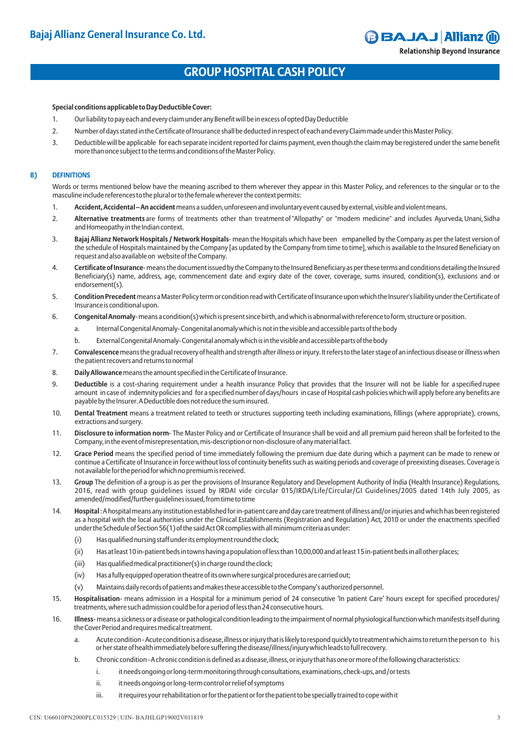**Special conditions applicable to Day Deductible Cover:**

1. Our liability to pay each and every claim under any Benefit will be in excess of opted Day Deductible
2. Number of days stated in the Certificate of Insurance shall be deducted in respect of each and every Claim made under this Master Policy.
3. Deductible will be applicable for each separate incident reported for claims payment, even though the claim may be registered under the same benefit more than once subject to the terms and conditions of the Master Policy.

## B) DEFINITIONS

Words or terms mentioned below have the meaning ascribed to them wherever they appear in this Master Policy, and references to the singular or to the masculine include references to the plural or to the female wherever the context permits:

1. **Accident, Accidental – An accident** means a sudden, unforeseen and involuntary event caused by external, visible and violent means.
2. **Alternative treatments** are forms of treatments other than treatment of "Allopathy" or "modem medicine" and includes Ayurveda, Unani, Sidha and Homeopathy in the Indian context.
3. **Bajaj Allianz Network Hospitals / Network Hospitals**- mean the Hospitals which have been empanelled by the Company as per the latest version of the schedule of Hospitals maintained by the Company [as updated by the Company from time to time], which is available to the Insured Beneficiary on request and also available on website of the Company.
4. **Certificate of Insurance**- means the document issued by the Company to the Insured Beneficiary as per these terms and conditions detailing the Insured Beneficiary(s) name, address, age, commencement date and expiry date of the cover, coverage, sums insured, condition(s), exclusions and or endorsement(s).
5. **Condition Precedent** means a Master Policy term or condition read with Certificate of Insurance upon which the Insurer's liability under the Certificate of Insurance is conditional upon.
6. **Congenital Anomaly**- means a condition(s) which is present since birth, and which is abnormal with reference to form, structure or position.
   a. Internal Congenital Anomaly- Congenital anomaly which is not in the visible and accessible parts of the body
   b. External Congenital Anomaly- Congenital anomaly which is in the visible and accessible parts of the body
7. **Convalescence** means the gradual recovery of health and strength after illness or injury. It refers to the later stage of an infectious disease or illness when the patient recovers and returns to normal
8. **Daily Allowance** means the amount specified in the Certificate of Insurance.
9. **Deductible** is a cost-sharing requirement under a health insurance Policy that provides that the Insurer will not be liable for a specified rupee amount in case of indemnity policies and for a specified number of days/hours in case of Hospital cash policies which will apply before any benefits are payable by the Insurer. A Deductible does not reduce the sum insured.
10. **Dental Treatment** means a treatment related to teeth or structures supporting teeth including examinations, fillings (where appropriate), crowns, extractions and surgery.
11. **Disclosure to information norm**- The Master Policy and or Certificate of Insurance shall be void and all premium paid hereon shall be forfeited to the Company, in the event of misrepresentation, mis-description or non-disclosure of any material fact.
12. **Grace Period** means the specified period of time immediately following the premium due date during which a payment can be made to renew or continue a Certificate of Insurance in force without loss of continuity benefits such as waiting periods and coverage of preexisting diseases. Coverage is not available for the period for which no premium is received.
13. **Group** The definition of a group is as per the provisions of Insurance Regulatory and Development Authority of India (Health Insurance) Regulations, 2016, read with group guidelines issued by IRDAI vide circular 015/IRDA/Life/Circular/GI Guidelines/2005 dated 14th July 2005, as amended/modified/further guidelines issued, from time to time
14. **Hospital**: A hospital means any institution established for in-patient care and day care treatment of illness and/or injuries and which has been registered as a hospital with the local authorities under the Clinical Establishments (Registration and Regulation) Act, 2010 or under the enactments specified under the Schedule of Section 56(1) of the said Act OR complies with all minimum criteria as under:
   (i) Has qualified nursing staff under its employment round the clock;
   (ii) Has at least 10 in-patient beds in towns having a population of less than 10,00,000 and at least 15 in-patient beds in all other places;
   (iii) Has qualified medical practitioner(s) in charge round the clock;
   (iv) Has a fully equipped operation theatre of its own where surgical procedures are carried out;
   (v) Maintains daily records of patients and makes these accessible to the Company's authorized personnel.
15. **Hospitalisation**- means admission in a Hospital for a minimum period of 24 consecutive 'In patient Care' hours except for specified procedures/ treatments, where such admission could be for a period of less than 24 consecutive hours.
16. **Illness**- means a sickness or a disease or pathological condition leading to the impairment of normal physiological function which manifests itself during the Cover Period and requires medical treatment.
   a. Acute condition - Acute condition is a disease, illness or injury that is likely to respond quickly to treatment which aims to return the person to his or her state of health immediately before suffering the disease/illness/injury which leads to full recovery.
   b. Chronic condition - A chronic condition is defined as a disease, illness, or injury that has one or more of the following characteristics:
      i. it needs ongoing or long-term monitoring through consultations, examinations, check-ups, and /or tests
      ii. it needs ongoing or long-term control or relief of symptoms
      iii. it requires your rehabilitation or for the patient or for the patient to be specially trained to cope with it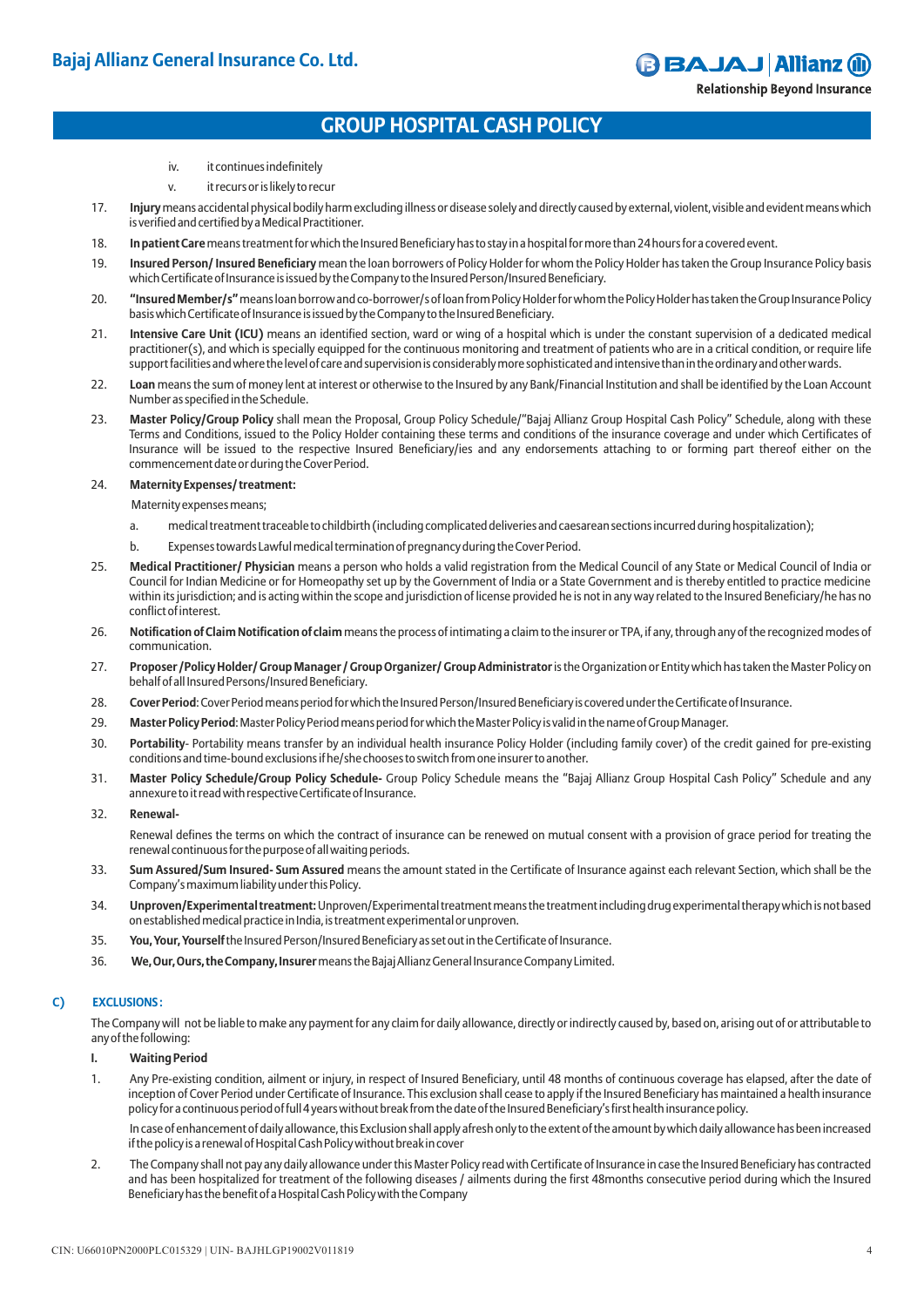iv. it continues indefinitely

v. it recurs or is likely to recur

17. **Injury** means accidental physical bodily harm excluding illness or disease solely and directly caused by external, violent, visible and evident means which is verified and certified by a Medical Practitioner.

18. **In patient Care** means treatment for which the Insured Beneficiary has to stay in a hospital for more than 24 hours for a covered event.

19. **Insured Person/ Insured Beneficiary** mean the loan borrowers of Policy Holder for whom the Policy Holder has taken the Group Insurance Policy basis which Certificate of Insurance is issued by the Company to the Insured Person/Insured Beneficiary.

20. **"Insured Member/s"** means loan borrow and co-borrower/s of loan from Policy Holder for whom the Policy Holder has taken the Group Insurance Policy basis which Certificate of Insurance is issued by the Company to the Insured Beneficiary.

21. **Intensive Care Unit (ICU)** means an identified section, ward or wing of a hospital which is under the constant supervision of a dedicated medical practitioner(s), and which is specially equipped for the continuous monitoring and treatment of patients who are in a critical condition, or require life support facilities and where the level of care and supervision is considerably more sophisticated and intensive than in the ordinary and other wards.

22. **Loan** means the sum of money lent at interest or otherwise to the Insured by any Bank/Financial Institution and shall be identified by the Loan Account Number as specified in the Schedule.

23. **Master Policy/Group Policy** shall mean the Proposal, Group Policy Schedule/"Bajaj Allianz Group Hospital Cash Policy" Schedule, along with these Terms and Conditions, issued to the Policy Holder containing these terms and conditions of the insurance coverage and under which Certificates of Insurance will be issued to the respective Insured Beneficiary/ies and any endorsements attaching to or forming part thereof either on the commencement date or during the Cover Period.

24. **Maternity Expenses/ treatment:**

    Maternity expenses means;

    a. medical treatment traceable to childbirth (including complicated deliveries and caesarean sections incurred during hospitalization);

    b. Expenses towards Lawful medical termination of pregnancy during the Cover Period.

25. **Medical Practitioner/ Physician** means a person who holds a valid registration from the Medical Council of any State or Medical Council of India or Council for Indian Medicine or for Homeopathy set up by the Government of India or a State Government and is thereby entitled to practice medicine within its jurisdiction; and is acting within the scope and jurisdiction of license provided he is not in any way related to the Insured Beneficiary/he has no conflict of interest.

26. **Notification of Claim Notification of claim** means the process of intimating a claim to the insurer or TPA, if any, through any of the recognized modes of communication.

27. **Proposer /Policy Holder/ Group Manager / Group Organizer/ Group Administrator** is the Organization or Entity which has taken the Master Policy on behalf of all Insured Persons/Insured Beneficiary.

28. **Cover Period**: Cover Period means period for which the Insured Person/Insured Beneficiary is covered under the Certificate of Insurance.

29. **Master Policy Period**: Master Policy Period means period for which the Master Policy is valid in the name of Group Manager.

30. **Portability**- Portability means transfer by an individual health insurance Policy Holder (including family cover) of the credit gained for pre-existing conditions and time-bound exclusions if he/she chooses to switch from one insurer to another.

31. **Master Policy Schedule/Group Policy Schedule-** Group Policy Schedule means the "Bajaj Allianz Group Hospital Cash Policy" Schedule and any annexure to it read with respective Certificate of Insurance.

32. **Renewal-**

    Renewal defines the terms on which the contract of insurance can be renewed on mutual consent with a provision of grace period for treating the renewal continuous for the purpose of all waiting periods.

33. **Sum Assured/Sum Insured- Sum Assured** means the amount stated in the Certificate of Insurance against each relevant Section, which shall be the Company's maximum liability under this Policy.

34. **Unproven/Experimental treatment:** Unproven/Experimental treatment means the treatment including drug experimental therapy which is not based on established medical practice in India, is treatment experimental or unproven.

35. **You, Your, Yourself** the Insured Person/Insured Beneficiary as set out in the Certificate of Insurance.

36. **We, Our, Ours, the Company, Insurer** means the Bajaj Allianz General Insurance Company Limited.

## C) EXCLUSIONS :

The Company will not be liable to make any payment for any claim for daily allowance, directly or indirectly caused by, based on, arising out of or attributable to any of the following:

**I. Waiting Period**

1. Any Pre-existing condition, ailment or injury, in respect of Insured Beneficiary, until 48 months of continuous coverage has elapsed, after the date of inception of Cover Period under Certificate of Insurance. This exclusion shall cease to apply if the Insured Beneficiary has maintained a health insurance policy for a continuous period of full 4 years without break from the date of the Insured Beneficiary's first health insurance policy.

   In case of enhancement of daily allowance, this Exclusion shall apply afresh only to the extent of the amount by which daily allowance has been increased if the policy is a renewal of Hospital Cash Policy without break in cover

2. The Company shall not pay any daily allowance under this Master Policy read with Certificate of Insurance in case the Insured Beneficiary has contracted and has been hospitalized for treatment of the following diseases / ailments during the first 48months consecutive period during which the Insured Beneficiary has the benefit of a Hospital Cash Policy with the Company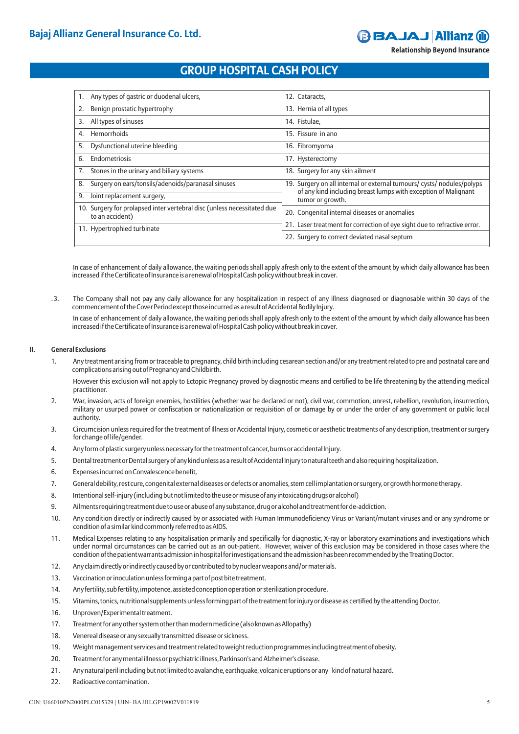| | |
|---|---|
| 1. Any types of gastric or duodenal ulcers, | 12. Cataracts, |
| 2. Benign prostatic hypertrophy | 13. Hernia of all types |
| 3. All types of sinuses | 14. Fistulae, |
| 4. Hemorrhoids | 15. Fissure in ano |
| 5. Dysfunctional uterine bleeding | 16. Fibromyoma |
| 6. Endometriosis | 17. Hysterectomy |
| 7. Stones in the urinary and biliary systems | 18. Surgery for any skin ailment |
| 8. Surgery on ears/tonsils/adenoids/paranasal sinuses | 19. Surgery on all internal or external tumours/ cysts/ nodules/polyps of any kind including breast lumps with exception of Malignant tumor or growth. |
| 9. Joint replacement surgery, | |
| 10. Surgery for prolapsed inter vertebral disc (unless necessitated due to an accident) | 20. Congenital internal diseases or anomalies |
| 11. Hypertrophied turbinate | 21. Laser treatment for correction of eye sight due to refractive error. |
| | 22. Surgery to correct deviated nasal septum |

In case of enhancement of daily allowance, the waiting periods shall apply afresh only to the extent of the amount by which daily allowance has been increased if the Certificate of Insurance is a renewal of Hospital Cash policy without break in cover.

.3. The Company shall not pay any daily allowance for any hospitalization in respect of any illness diagnosed or diagnosable within 30 days of the commencement of the Cover Period except those incurred as a result of Accidental Bodily Injury.

In case of enhancement of daily allowance, the waiting periods shall apply afresh only to the extent of the amount by which daily allowance has been increased if the Certificate of Insurance is a renewal of Hospital Cash policy without break in cover.

**II. General Exclusions**

1. Any treatment arising from or traceable to pregnancy, child birth including cesarean section and/or any treatment related to pre and postnatal care and complications arising out of Pregnancy and Childbirth.

   However this exclusion will not apply to Ectopic Pregnancy proved by diagnostic means and certified to be life threatening by the attending medical practitioner.
2. War, invasion, acts of foreign enemies, hostilities (whether war be declared or not), civil war, commotion, unrest, rebellion, revolution, insurrection, military or usurped power or confiscation or nationalization or requisition of or damage by or under the order of any government or public local authority.
3. Circumcision unless required for the treatment of Illness or Accidental Injury, cosmetic or aesthetic treatments of any description, treatment or surgery for change of life/gender.
4. Any form of plastic surgery unless necessary for the treatment of cancer, burns or accidental Injury.
5. Dental treatment or Dental surgery of any kind unless as a result of Accidental Injury to natural teeth and also requiring hospitalization.
6. Expenses incurred on Convalescence benefit,
7. General debility, rest cure, congenital external diseases or defects or anomalies, stem cell implantation or surgery, or growth hormone therapy.
8. Intentional self-injury (including but not limited to the use or misuse of any intoxicating drugs or alcohol)
9. Ailments requiring treatment due to use or abuse of any substance, drug or alcohol and treatment for de-addiction.
10. Any condition directly or indirectly caused by or associated with Human Immunodeficiency Virus or Variant/mutant viruses and or any syndrome or condition of a similar kind commonly referred to as AIDS.
11. Medical Expenses relating to any hospitalisation primarily and specifically for diagnostic, X-ray or laboratory examinations and investigations which under normal circumstances can be carried out as an out-patient. However, waiver of this exclusion may be considered in those cases where the condition of the patient warrants admission in hospital for investigations and the admission has been recommended by the Treating Doctor.
12. Any claim directly or indirectly caused by or contributed to by nuclear weapons and/or materials.
13. Vaccination or inoculation unless forming a part of post bite treatment.
14. Any fertility, sub fertility, impotence, assisted conception operation or sterilization procedure.
15. Vitamins, tonics, nutritional supplements unless forming part of the treatment for injury or disease as certified by the attending Doctor.
16. Unproven/Experimental treatment.
17. Treatment for any other system other than modern medicine (also known as Allopathy)
18. Venereal disease or any sexually transmitted disease or sickness.
19. Weight management services and treatment related to weight reduction programmes including treatment of obesity.
20. Treatment for any mental illness or psychiatric illness, Parkinson's and Alzheimer's disease.
21. Any natural peril including but not limited to avalanche, earthquake, volcanic eruptions or any kind of natural hazard.
22. Radioactive contamination.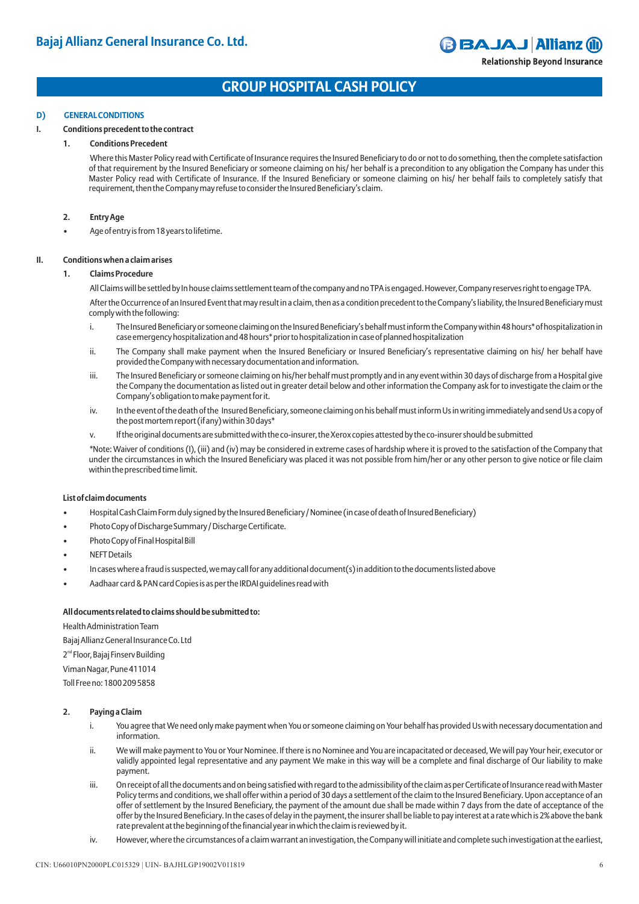## GROUP HOSPITAL CASH POLICY

### D) GENERAL CONDITIONS

#### I. Conditions precedent to the contract

**1. Conditions Precedent**

Where this Master Policy read with Certificate of Insurance requires the Insured Beneficiary to do or not to do something, then the complete satisfaction of that requirement by the Insured Beneficiary or someone claiming on his/ her behalf is a precondition to any obligation the Company has under this Master Policy read with Certificate of Insurance. If the Insured Beneficiary or someone claiming on his/ her behalf fails to completely satisfy that requirement, then the Company may refuse to consider the Insured Beneficiary's claim.

**2. Entry Age**

- Age of entry is from 18 years to lifetime.

#### II. Conditions when a claim arises

**1. Claims Procedure**

All Claims will be settled by In house claims settlement team of the company and no TPA is engaged. However, Company reserves right to engage TPA.

After the Occurrence of an Insured Event that may result in a claim, then as a condition precedent to the Company's liability, the Insured Beneficiary must comply with the following:

i. The Insured Beneficiary or someone claiming on the Insured Beneficiary's behalf must inform the Company within 48 hours* of hospitalization in case emergency hospitalization and 48 hours* prior to hospitalization in case of planned hospitalization

ii. The Company shall make payment when the Insured Beneficiary or Insured Beneficiary's representative claiming on his/ her behalf have provided the Company with necessary documentation and information.

iii. The Insured Beneficiary or someone claiming on his/her behalf must promptly and in any event within 30 days of discharge from a Hospital give the Company the documentation as listed out in greater detail below and other information the Company ask for to investigate the claim or the Company's obligation to make payment for it.

iv. In the event of the death of the Insured Beneficiary, someone claiming on his behalf must inform Us in writing immediately and send Us a copy of the post mortem report (if any) within 30 days*

v. If the original documents are submitted with the co-insurer, the Xerox copies attested by the co-insurer should be submitted

*Note: Waiver of conditions (I), (iii) and (iv) may be considered in extreme cases of hardship where it is proved to the satisfaction of the Company that under the circumstances in which the Insured Beneficiary was placed it was not possible from him/her or any other person to give notice or file claim within the prescribed time limit.

**List of claim documents**

- Hospital Cash Claim Form duly signed by the Insured Beneficiary / Nominee (in case of death of Insured Beneficiary)
- Photo Copy of Discharge Summary / Discharge Certificate.
- Photo Copy of Final Hospital Bill
- NEFT Details
- In cases where a fraud is suspected, we may call for any additional document(s) in addition to the documents listed above
- Aadhaar card & PAN card Copies is as per the IRDAI guidelines read with

**All documents related to claims should be submitted to:**

Health Administration Team
Bajaj Allianz General Insurance Co. Ltd
2nd Floor, Bajaj Finserv Building
Viman Nagar, Pune 411014
Toll Free no: 1800 209 5858

**2. Paying a Claim**

i. You agree that We need only make payment when You or someone claiming on Your behalf has provided Us with necessary documentation and information.

ii. We will make payment to You or Your Nominee. If there is no Nominee and You are incapacitated or deceased, We will pay Your heir, executor or validly appointed legal representative and any payment We make in this way will be a complete and final discharge of Our liability to make payment.

iii. On receipt of all the documents and on being satisfied with regard to the admissibility of the claim as per Certificate of Insurance read with Master Policy terms and conditions, we shall offer within a period of 30 days a settlement of the claim to the Insured Beneficiary. Upon acceptance of an offer of settlement by the Insured Beneficiary, the payment of the amount due shall be made within 7 days from the date of acceptance of the offer by the Insured Beneficiary. In the cases of delay in the payment, the insurer shall be liable to pay interest at a rate which is 2% above the bank rate prevalent at the beginning of the financial year in which the claim is reviewed by it.

iv. However, where the circumstances of a claim warrant an investigation, the Company will initiate and complete such investigation at the earliest,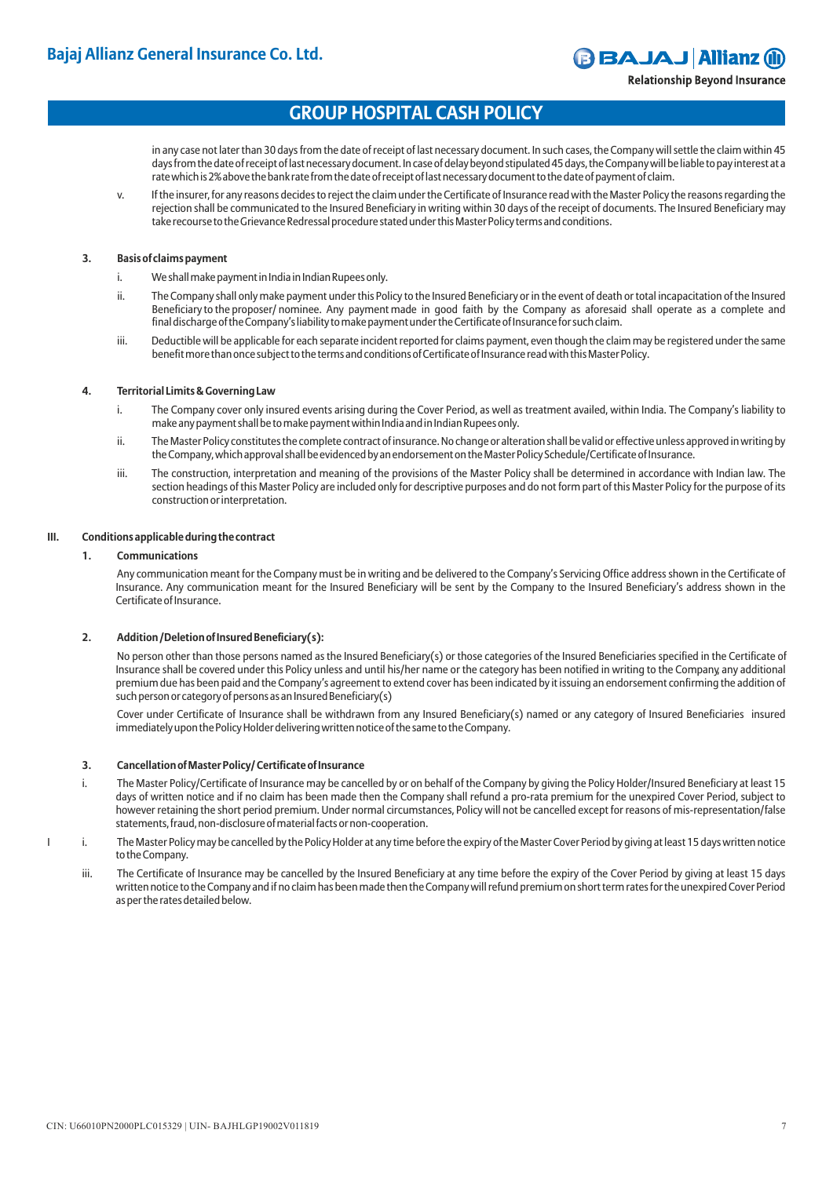in any case not later than 30 days from the date of receipt of last necessary document. In such cases, the Company will settle the claim within 45 days from the date of receipt of last necessary document. In case of delay beyond stipulated 45 days, the Company will be liable to pay interest at a rate which is 2% above the bank rate from the date of receipt of last necessary document to the date of payment of claim.

v. If the insurer, for any reasons decides to reject the claim under the Certificate of Insurance read with the Master Policy the reasons regarding the rejection shall be communicated to the Insured Beneficiary in writing within 30 days of the receipt of documents. The Insured Beneficiary may take recourse to the Grievance Redressal procedure stated under this Master Policy terms and conditions.

### 3. Basis of claims payment

i. We shall make payment in India in Indian Rupees only.

ii. The Company shall only make payment under this Policy to the Insured Beneficiary or in the event of death or total incapacitation of the Insured Beneficiary to the proposer/ nominee. Any payment made in good faith by the Company as aforesaid shall operate as a complete and final discharge of the Company's liability to make payment under the Certificate of Insurance for such claim.

iii. Deductible will be applicable for each separate incident reported for claims payment, even though the claim may be registered under the same benefit more than once subject to the terms and conditions of Certificate of Insurance read with this Master Policy.

### 4. Territorial Limits & Governing Law

i. The Company cover only insured events arising during the Cover Period, as well as treatment availed, within India. The Company's liability to make any payment shall be to make payment within India and in Indian Rupees only.

ii. The Master Policy constitutes the complete contract of insurance. No change or alteration shall be valid or effective unless approved in writing by the Company, which approval shall be evidenced by an endorsement on the Master Policy Schedule/Certificate of Insurance.

iii. The construction, interpretation and meaning of the provisions of the Master Policy shall be determined in accordance with Indian law. The section headings of this Master Policy are included only for descriptive purposes and do not form part of this Master Policy for the purpose of its construction or interpretation.

## III. Conditions applicable during the contract

### 1. Communications

Any communication meant for the Company must be in writing and be delivered to the Company's Servicing Office address shown in the Certificate of Insurance. Any communication meant for the Insured Beneficiary will be sent by the Company to the Insured Beneficiary's address shown in the Certificate of Insurance.

### 2. Addition /Deletion of Insured Beneficiary(s):

No person other than those persons named as the Insured Beneficiary(s) or those categories of the Insured Beneficiaries specified in the Certificate of Insurance shall be covered under this Policy unless and until his/her name or the category has been notified in writing to the Company, any additional premium due has been paid and the Company's agreement to extend cover has been indicated by it issuing an endorsement confirming the addition of such person or category of persons as an Insured Beneficiary(s)

Cover under Certificate of Insurance shall be withdrawn from any Insured Beneficiary(s) named or any category of Insured Beneficiaries insured immediately upon the Policy Holder delivering written notice of the same to the Company.

### 3. Cancellation of Master Policy/ Certificate of Insurance

i. The Master Policy/Certificate of Insurance may be cancelled by or on behalf of the Company by giving the Policy Holder/Insured Beneficiary at least 15 days of written notice and if no claim has been made then the Company shall refund a pro-rata premium for the unexpired Cover Period, subject to however retaining the short period premium. Under normal circumstances, Policy will not be cancelled except for reasons of mis-representation/false statements, fraud, non-disclosure of material facts or non-cooperation.

ii. The Master Policy may be cancelled by the Policy Holder at any time before the expiry of the Master Cover Period by giving at least 15 days written notice to the Company.

iii. The Certificate of Insurance may be cancelled by the Insured Beneficiary at any time before the expiry of the Cover Period by giving at least 15 days written notice to the Company and if no claim has been made then the Company will refund premium on short term rates for the unexpired Cover Period as per the rates detailed below.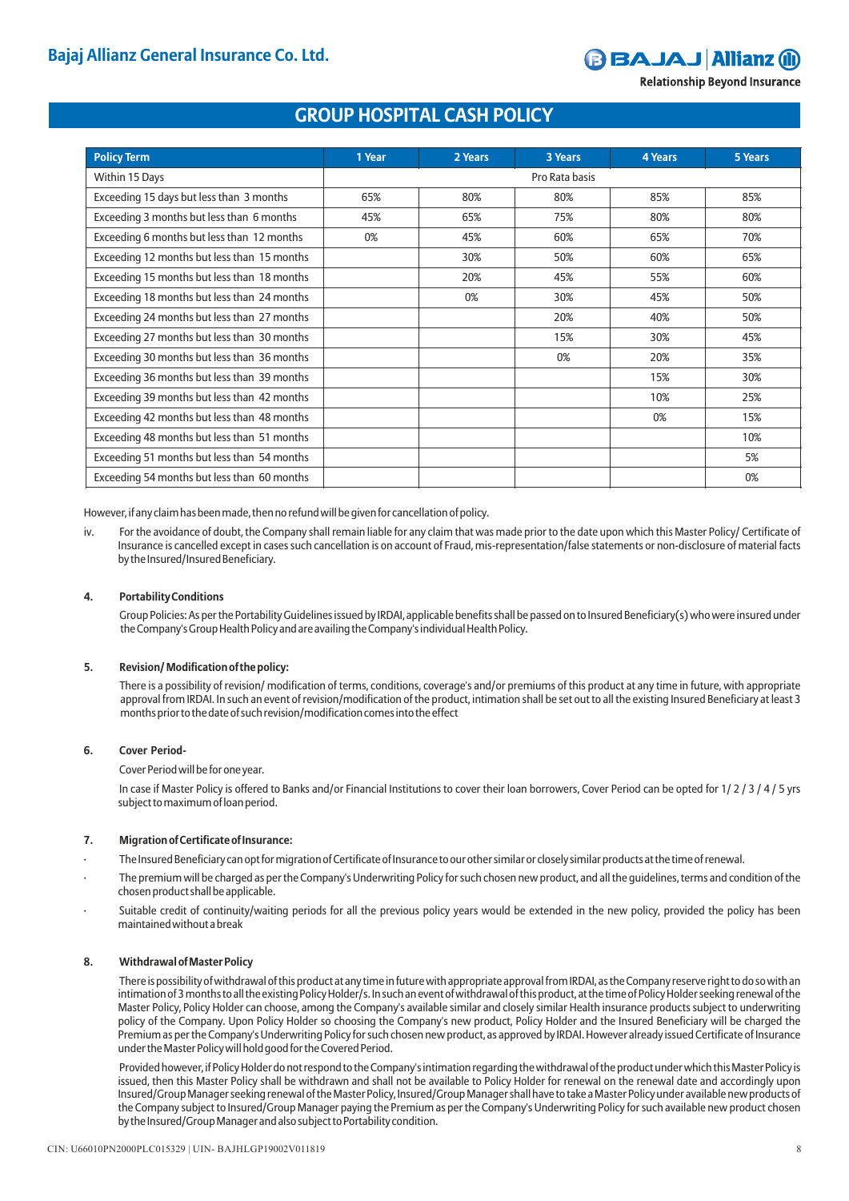| Policy Term | 1 Year | 2 Years | 3 Years | 4 Years | 5 Years |
|---|---|---|---|---|---|
| Within 15 Days | Pro Rata basis | | | | |
| Exceeding 15 days but less than 3 months | 65% | 80% | 80% | 85% | 85% |
| Exceeding 3 months but less than 6 months | 45% | 65% | 75% | 80% | 80% |
| Exceeding 6 months but less than 12 months | 0% | 45% | 60% | 65% | 70% |
| Exceeding 12 months but less than 15 months | | 30% | 50% | 60% | 65% |
| Exceeding 15 months but less than 18 months | | 20% | 45% | 55% | 60% |
| Exceeding 18 months but less than 24 months | | 0% | 30% | 45% | 50% |
| Exceeding 24 months but less than 27 months | | | 20% | 40% | 50% |
| Exceeding 27 months but less than 30 months | | | 15% | 30% | 45% |
| Exceeding 30 months but less than 36 months | | | 0% | 20% | 35% |
| Exceeding 36 months but less than 39 months | | | | 15% | 30% |
| Exceeding 39 months but less than 42 months | | | | 10% | 25% |
| Exceeding 42 months but less than 48 months | | | | 0% | 15% |
| Exceeding 48 months but less than 51 months | | | | | 10% |
| Exceeding 51 months but less than 54 months | | | | | 5% |
| Exceeding 54 months but less than 60 months | | | | | 0% |

However, if any claim has been made, then no refund will be given for cancellation of policy.

iv. For the avoidance of doubt, the Company shall remain liable for any claim that was made prior to the date upon which this Master Policy/ Certificate of Insurance is cancelled except in cases such cancellation is on account of Fraud, mis-representation/false statements or non-disclosure of material facts by the Insured/Insured Beneficiary.

**4. Portability Conditions**

Group Policies: As per the Portability Guidelines issued by IRDAI, applicable benefits shall be passed on to Insured Beneficiary(s) who were insured under the Company's Group Health Policy and are availing the Company's individual Health Policy.

**5. Revision/ Modification of the policy:**

There is a possibility of revision/ modification of terms, conditions, coverage's and/or premiums of this product at any time in future, with appropriate approval from IRDAI. In such an event of revision/modification of the product, intimation shall be set out to all the existing Insured Beneficiary at least 3 months prior to the date of such revision/modification comes into the effect

**6. Cover Period-**

Cover Period will be for one year.

In case if Master Policy is offered to Banks and/or Financial Institutions to cover their loan borrowers, Cover Period can be opted for 1/ 2 / 3 / 4 / 5 yrs subject to maximum of loan period.

**7. Migration of Certificate of Insurance:**

- The Insured Beneficiary can opt for migration of Certificate of Insurance to our other similar or closely similar products at the time of renewal.
- The premium will be charged as per the Company's Underwriting Policy for such chosen new product, and all the guidelines, terms and condition of the chosen product shall be applicable.
- Suitable credit of continuity/waiting periods for all the previous policy years would be extended in the new policy, provided the policy has been maintained without a break

**8. Withdrawal of Master Policy**

There is possibility of withdrawal of this product at any time in future with appropriate approval from IRDAI, as the Company reserve right to do so with an intimation of 3 months to all the existing Policy Holder/s. In such an event of withdrawal of this product, at the time of Policy Holder seeking renewal of the Master Policy, Policy Holder can choose, among the Company's available similar and closely similar Health insurance products subject to underwriting policy of the Company. Upon Policy Holder so choosing the Company's new product, Policy Holder and the Insured Beneficiary will be charged the Premium as per the Company's Underwriting Policy for such chosen new product, as approved by IRDAI. However already issued Certificate of Insurance under the Master Policy will hold good for the Covered Period.

Provided however, if Policy Holder do not respond to the Company's intimation regarding the withdrawal of the product under which this Master Policy is issued, then this Master Policy shall be withdrawn and shall not be available to Policy Holder for renewal on the renewal date and accordingly upon Insured/Group Manager seeking renewal of the Master Policy, Insured/Group Manager shall have to take a Master Policy under available new products of the Company subject to Insured/Group Manager paying the Premium as per the Company's Underwriting Policy for such available new product chosen by the Insured/Group Manager and also subject to Portability condition.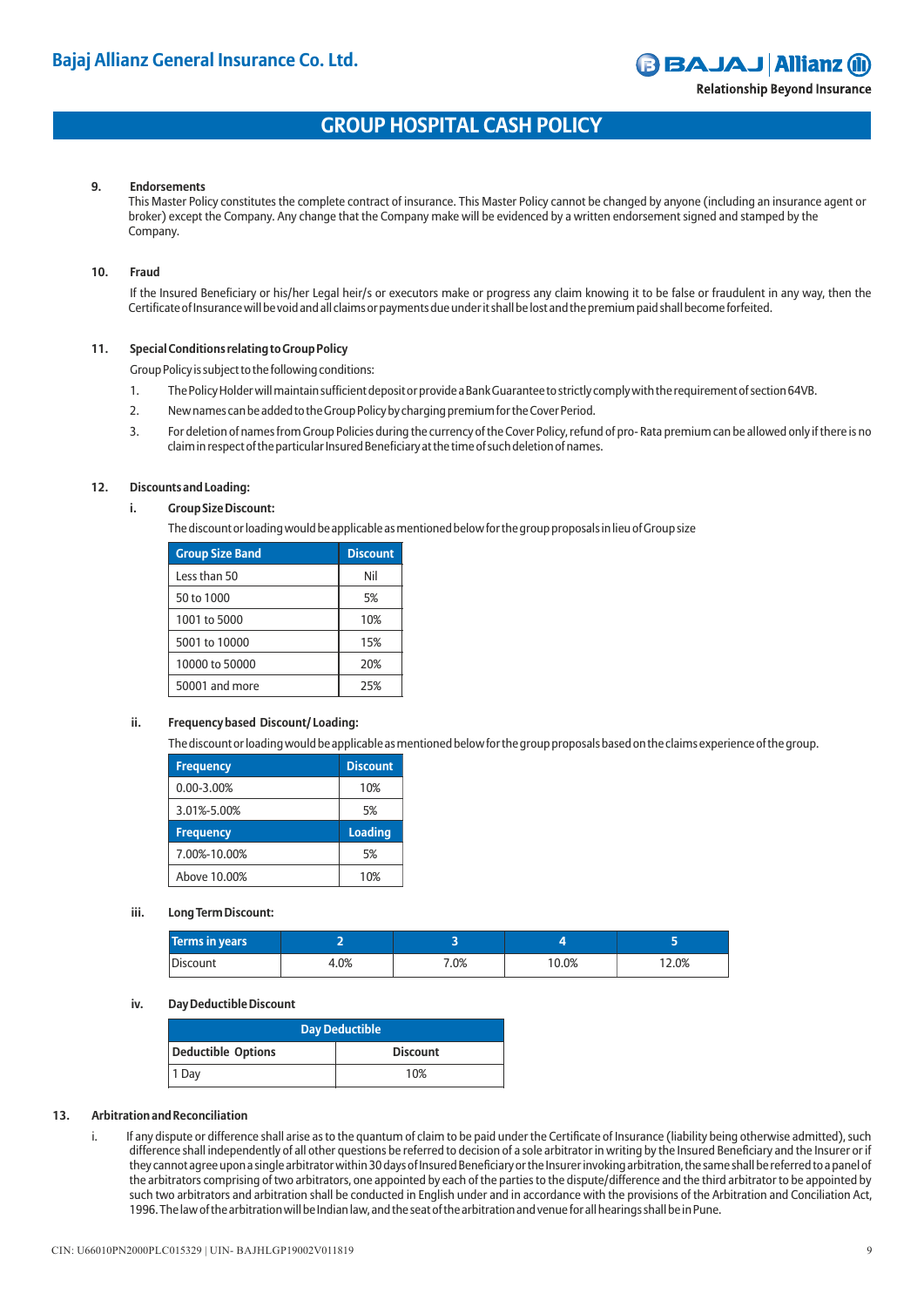**9. Endorsements**

This Master Policy constitutes the complete contract of insurance. This Master Policy cannot be changed by anyone (including an insurance agent or broker) except the Company. Any change that the Company make will be evidenced by a written endorsement signed and stamped by the Company.

**10. Fraud**

If the Insured Beneficiary or his/her Legal heir/s or executors make or progress any claim knowing it to be false or fraudulent in any way, then the Certificate of Insurance will be void and all claims or payments due under it shall be lost and the premium paid shall become forfeited.

**11. Special Conditions relating to Group Policy**

Group Policy is subject to the following conditions:

1. The Policy Holder will maintain sufficient deposit or provide a Bank Guarantee to strictly comply with the requirement of section 64VB.
2. New names can be added to the Group Policy by charging premium for the Cover Period.
3. For deletion of names from Group Policies during the currency of the Cover Policy, refund of pro- Rata premium can be allowed only if there is no claim in respect of the particular Insured Beneficiary at the time of such deletion of names.

**12. Discounts and Loading:**

**i. Group Size Discount:**

The discount or loading would be applicable as mentioned below for the group proposals in lieu of Group size

| Group Size Band | Discount |
|---|---|
| Less than 50 | Nil |
| 50 to 1000 | 5% |
| 1001 to 5000 | 10% |
| 5001 to 10000 | 15% |
| 10000 to 50000 | 20% |
| 50001 and more | 25% |

**ii. Frequency based Discount/ Loading:**

The discount or loading would be applicable as mentioned below for the group proposals based on the claims experience of the group.

| Frequency | Discount |
|---|---|
| 0.00-3.00% | 10% |
| 3.01%-5.00% | 5% |
| **Frequency** | **Loading** |
| 7.00%-10.00% | 5% |
| Above 10.00% | 10% |

**iii. Long Term Discount:**

| Terms in years | 2 | 3 | 4 | 5 |
|---|---|---|---|---|
| Discount | 4.0% | 7.0% | 10.0% | 12.0% |

**iv. Day Deductible Discount**

| Day Deductible | |
|---|---|
| **Deductible Options** | **Discount** |
| 1 Day | 10% |

**13. Arbitration and Reconciliation**

i. If any dispute or difference shall arise as to the quantum of claim to be paid under the Certificate of Insurance (liability being otherwise admitted), such difference shall independently of all other questions be referred to decision of a sole arbitrator in writing by the Insured Beneficiary and the Insurer or if they cannot agree upon a single arbitrator within 30 days of Insured Beneficiary or the Insurer invoking arbitration, the same shall be referred to a panel of the arbitrators comprising of two arbitrators, one appointed by each of the parties to the dispute/difference and the third arbitrator to be appointed by such two arbitrators and arbitration shall be conducted in English under and in accordance with the provisions of the Arbitration and Conciliation Act, 1996. The law of the arbitration will be Indian law, and the seat of the arbitration and venue for all hearings shall be in Pune.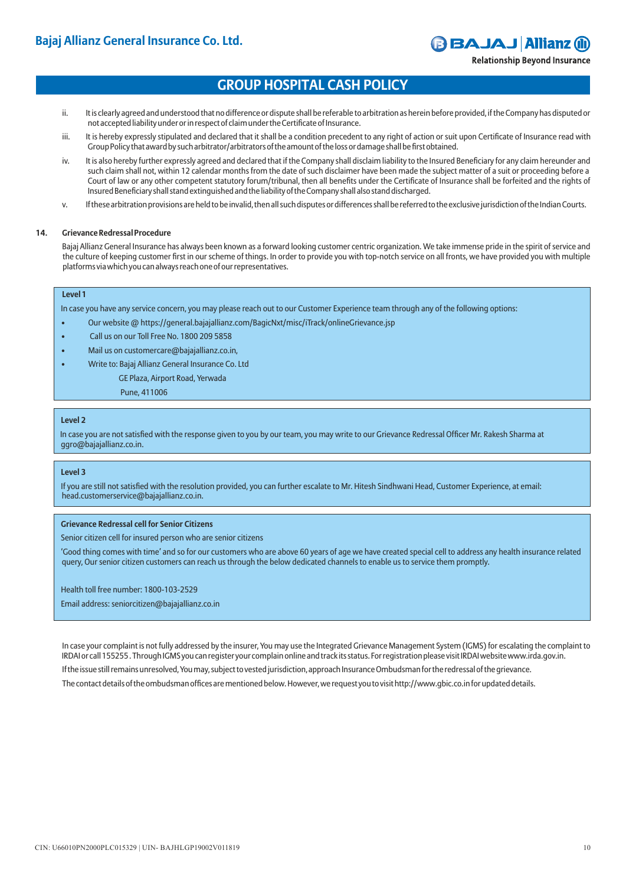ii. It is clearly agreed and understood that no difference or dispute shall be referable to arbitration as herein before provided, if the Company has disputed or not accepted liability under or in respect of claim under the Certificate of Insurance.

iii. It is hereby expressly stipulated and declared that it shall be a condition precedent to any right of action or suit upon Certificate of Insurance read with Group Policy that award by such arbitrator/arbitrators of the amount of the loss or damage shall be first obtained.

iv. It is also hereby further expressly agreed and declared that if the Company shall disclaim liability to the Insured Beneficiary for any claim hereunder and such claim shall not, within 12 calendar months from the date of such disclaimer have been made the subject matter of a suit or proceeding before a Court of law or any other competent statutory forum/tribunal, then all benefits under the Certificate of Insurance shall be forfeited and the rights of Insured Beneficiary shall stand extinguished and the liability of the Company shall also stand discharged.

v. If these arbitration provisions are held to be invalid, then all such disputes or differences shall be referred to the exclusive jurisdiction of the Indian Courts.

**14. Grievance Redressal Procedure**

Bajaj Allianz General Insurance has always been known as a forward looking customer centric organization. We take immense pride in the spirit of service and the culture of keeping customer first in our scheme of things. In order to provide you with top-notch service on all fronts, we have provided you with multiple platforms via which you can always reach one of our representatives.

**Level 1**

In case you have any service concern, you may please reach out to our Customer Experience team through any of the following options:

- Our website @ https://general.bajajallianz.com/BagicNxt/misc/iTrack/onlineGrievance.jsp
- Call us on our Toll Free No. 1800 209 5858
- Mail us on customercare@bajajallianz.co.in,
- Write to: Bajaj Allianz General Insurance Co. Ltd
  GE Plaza, Airport Road, Yerwada
  Pune, 411006

**Level 2**

In case you are not satisfied with the response given to you by our team, you may write to our Grievance Redressal Officer Mr. Rakesh Sharma at ggro@bajajallianz.co.in.

**Level 3**

If you are still not satisfied with the resolution provided, you can further escalate to Mr. Hitesh Sindhwani Head, Customer Experience, at email: head.customerservice@bajajallianz.co.in.

**Grievance Redressal cell for Senior Citizens**

Senior citizen cell for insured person who are senior citizens

'Good thing comes with time' and so for our customers who are above 60 years of age we have created special cell to address any health insurance related query, Our senior citizen customers can reach us through the below dedicated channels to enable us to service them promptly.

Health toll free number: 1800-103-2529

Email address: seniorcitizen@bajajallianz.co.in

In case your complaint is not fully addressed by the insurer, You may use the Integrated Grievance Management System (IGMS) for escalating the complaint to IRDAI or call 155255. Through IGMS you can register your complain online and track its status. For registration please visit IRDAI website www.irda.gov.in.

If the issue still remains unresolved, You may, subject to vested jurisdiction, approach Insurance Ombudsman for the redressal of the grievance.

The contact details of the ombudsman offices are mentioned below. However, we request you to visit http://www.gbic.co.in for updated details.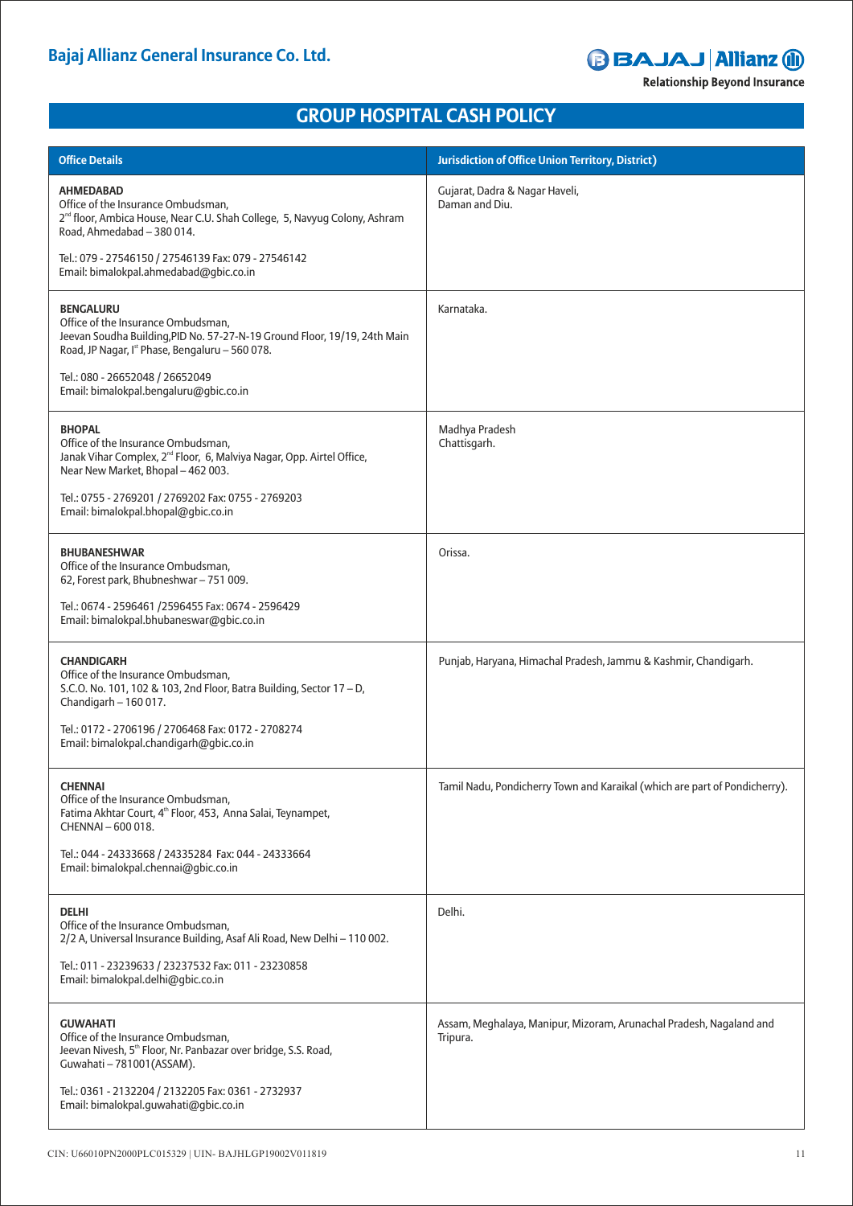## GROUP HOSPITAL CASH POLICY

| Office Details | Jurisdiction of Office Union Territory, District) |
|---|---|
| **AHMEDABAD**<br>Office of the Insurance Ombudsman,<br>2nd floor, Ambica House, Near C.U. Shah College, 5, Navyug Colony, Ashram Road, Ahmedabad – 380 014.<br>Tel.: 079 - 27546150 / 27546139 Fax: 079 - 27546142<br>Email: bimalokpal.ahmedabad@gbic.co.in | Gujarat, Dadra & Nagar Haveli, Daman and Diu. |
| **BENGALURU**<br>Office of the Insurance Ombudsman,<br>Jeevan Soudha Building,PID No. 57-27-N-19 Ground Floor, 19/19, 24th Main Road, JP Nagar, Ist Phase, Bengaluru – 560 078.<br>Tel.: 080 - 26652048 / 26652049<br>Email: bimalokpal.bengaluru@gbic.co.in | Karnataka. |
| **BHOPAL**<br>Office of the Insurance Ombudsman,<br>Janak Vihar Complex, 2nd Floor, 6, Malviya Nagar, Opp. Airtel Office, Near New Market, Bhopal – 462 003.<br>Tel.: 0755 - 2769201 / 2769202 Fax: 0755 - 2769203<br>Email: bimalokpal.bhopal@gbic.co.in | Madhya Pradesh<br>Chattisgarh. |
| **BHUBANESHWAR**<br>Office of the Insurance Ombudsman,<br>62, Forest park, Bhubneshwar – 751 009.<br>Tel.: 0674 - 2596461 /2596455 Fax: 0674 - 2596429<br>Email: bimalokpal.bhubaneswar@gbic.co.in | Orissa. |
| **CHANDIGARH**<br>Office of the Insurance Ombudsman,<br>S.C.O. No. 101, 102 & 103, 2nd Floor, Batra Building, Sector 17 – D, Chandigarh – 160 017.<br>Tel.: 0172 - 2706196 / 2706468 Fax: 0172 - 2708274<br>Email: bimalokpal.chandigarh@gbic.co.in | Punjab, Haryana, Himachal Pradesh, Jammu & Kashmir, Chandigarh. |
| **CHENNAI**<br>Office of the Insurance Ombudsman,<br>Fatima Akhtar Court, 4th Floor, 453, Anna Salai, Teynampet, CHENNAI – 600 018.<br>Tel.: 044 - 24333668 / 24335284 Fax: 044 - 24333664<br>Email: bimalokpal.chennai@gbic.co.in | Tamil Nadu, Pondicherry Town and Karaikal (which are part of Pondicherry). |
| **DELHI**<br>Office of the Insurance Ombudsman,<br>2/2 A, Universal Insurance Building, Asaf Ali Road, New Delhi – 110 002.<br>Tel.: 011 - 23239633 / 23237532 Fax: 011 - 23230858<br>Email: bimalokpal.delhi@gbic.co.in | Delhi. |
| **GUWAHATI**<br>Office of the Insurance Ombudsman,<br>Jeevan Nivesh, 5th Floor, Nr. Panbazar over bridge, S.S. Road, Guwahati – 781001(ASSAM).<br>Tel.: 0361 - 2132204 / 2132205 Fax: 0361 - 2732937<br>Email: bimalokpal.guwahati@gbic.co.in | Assam, Meghalaya, Manipur, Mizoram, Arunachal Pradesh, Nagaland and Tripura. |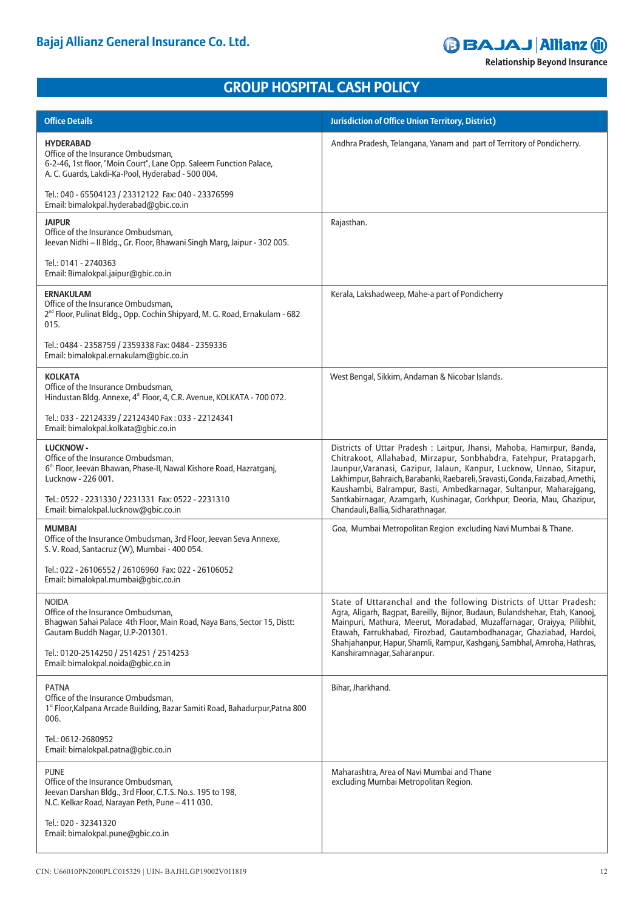## GROUP HOSPITAL CASH POLICY

| Office Details | Jurisdiction of Office Union Territory, District) |
|---|---|
| **HYDERABAD**<br>Office of the Insurance Ombudsman,<br>6-2-46, 1st floor, "Moin Court", Lane Opp. Saleem Function Palace,<br>A. C. Guards, Lakdi-Ka-Pool, Hyderabad - 500 004.<br><br>Tel.: 040 - 65504123 / 23312122 Fax: 040 - 23376599<br>Email: bimalokpal.hyderabad@gbic.co.in | Andhra Pradesh, Telangana, Yanam and part of Territory of Pondicherry. |
| **JAIPUR**<br>Office of the Insurance Ombudsman,<br>Jeevan Nidhi – II Bldg., Gr. Floor, Bhawani Singh Marg, Jaipur - 302 005.<br><br>Tel.: 0141 - 2740363<br>Email: Bimalokpal.jaipur@gbic.co.in | Rajasthan. |
| **ERNAKULAM**<br>Office of the Insurance Ombudsman,<br>2nd Floor, Pulinat Bldg., Opp. Cochin Shipyard, M. G. Road, Ernakulam - 682 015.<br><br>Tel.: 0484 - 2358759 / 2359338 Fax: 0484 - 2359336<br>Email: bimalokpal.ernakulam@gbic.co.in | Kerala, Lakshadweep, Mahe-a part of Pondicherry |
| **KOLKATA**<br>Office of the Insurance Ombudsman,<br>Hindustan Bldg. Annexe, 4th Floor, 4, C.R. Avenue, KOLKATA - 700 072.<br><br>Tel.: 033 - 22124339 / 22124340 Fax : 033 - 22124341<br>Email: bimalokpal.kolkata@gbic.co.in | West Bengal, Sikkim, Andaman & Nicobar Islands. |
| **LUCKNOW -**<br>Office of the Insurance Ombudsman,<br>6th Floor, Jeevan Bhawan, Phase-II, Nawal Kishore Road, Hazratganj, Lucknow - 226 001.<br><br>Tel.: 0522 - 2231330 / 2231331 Fax: 0522 - 2231310<br>Email: bimalokpal.lucknow@gbic.co.in | Districts of Uttar Pradesh : Laitpur, Jhansi, Mahoba, Hamirpur, Banda, Chitrakoot, Allahabad, Mirzapur, Sonbhabdra, Fatehpur, Pratapgarh, Jaunpur,Varanasi, Gazipur, Jalaun, Kanpur, Lucknow, Unnao, Sitapur, Lakhimpur, Bahraich, Barabanki, Raebareli, Sravasti, Gonda, Faizabad, Amethi, Kaushambi, Balrampur, Basti, Ambedkarnagar, Sultanpur, Maharajgang, Santkabirnagar, Azamgarh, Kushinagar, Gorkhpur, Deoria, Mau, Ghazipur, Chandauli, Ballia, Sidharathnagar. |
| **MUMBAI**<br>Office of the Insurance Ombudsman, 3rd Floor, Jeevan Seva Annexe,<br>S. V. Road, Santacruz (W), Mumbai - 400 054.<br><br>Tel.: 022 - 26106552 / 26106960 Fax: 022 - 26106052<br>Email: bimalokpal.mumbai@gbic.co.in | Goa, Mumbai Metropolitan Region excluding Navi Mumbai & Thane. |
| NOIDA<br>Office of the Insurance Ombudsman,<br>Bhagwan Sahai Palace 4th Floor, Main Road, Naya Bans, Sector 15, Distt: Gautam Buddh Nagar, U.P-201301.<br><br>Tel.: 0120-2514250 / 2514251 / 2514253<br>Email: bimalokpal.noida@gbic.co.in | State of Uttaranchal and the following Districts of Uttar Pradesh: Agra, Aligarh, Bagpat, Bareilly, Bijnor, Budaun, Bulandshehar, Etah, Kanooj, Mainpuri, Mathura, Meerut, Moradabad, Muzaffarnagar, Oraiyya, Pilibhit, Etawah, Farrukhabad, Firozbad, Gautambodhanagar, Ghaziabad, Hardoi, Shahjahanpur, Hapur, Shamli, Rampur, Kashganj, Sambhal, Amroha, Hathras, Kanshiramnagar, Saharanpur. |
| PATNA<br>Office of the Insurance Ombudsman,<br>1st Floor,Kalpana Arcade Building, Bazar Samiti Road, Bahadurpur,Patna 800 006.<br><br>Tel.: 0612-2680952<br>Email: bimalokpal.patna@gbic.co.in | Bihar, Jharkhand. |
| PUNE<br>Office of the Insurance Ombudsman,<br>Jeevan Darshan Bldg., 3rd Floor, C.T.S. No.s. 195 to 198,<br>N.C. Kelkar Road, Narayan Peth, Pune – 411 030.<br><br>Tel.: 020 - 32341320<br>Email: bimalokpal.pune@gbic.co.in | Maharashtra, Area of Navi Mumbai and Thane excluding Mumbai Metropolitan Region. |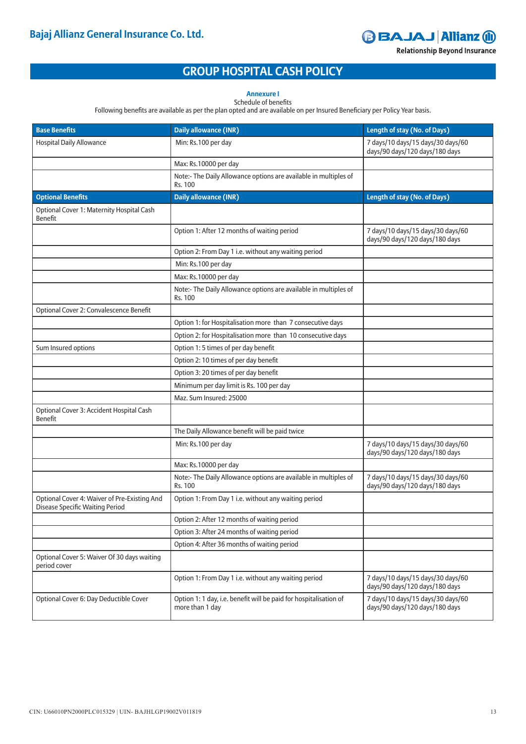## GROUP HOSPITAL CASH POLICY

**Annexure I**

Schedule of benefits

Following benefits are available as per the plan opted and are available on per Insured Beneficiary per Policy Year basis.

| **Base Benefits** | **Daily allowance (INR)** | **Length of stay (No. of Days)** |
|---|---|---|
| Hospital Daily Allowance | Min: Rs.100 per day | 7 days/10 days/15 days/30 days/60 days/90 days/120 days/180 days |
| | Max: Rs.10000 per day | |
| | Note:- The Daily Allowance options are available in multiples of Rs. 100 | |
| **Optional Benefits** | **Daily allowance (INR)** | **Length of stay (No. of Days)** |
| Optional Cover 1: Maternity Hospital Cash Benefit | | |
| | Option 1: After 12 months of waiting period | 7 days/10 days/15 days/30 days/60 days/90 days/120 days/180 days |
| | Option 2: From Day 1 i.e. without any waiting period | |
| | Min: Rs.100 per day | |
| | Max: Rs.10000 per day | |
| | Note:- The Daily Allowance options are available in multiples of Rs. 100 | |
| Optional Cover 2: Convalescence Benefit | | |
| | Option 1: for Hospitalisation more than 7 consecutive days | |
| | Option 2: for Hospitalisation more than 10 consecutive days | |
| Sum Insured options | Option 1: 5 times of per day benefit | |
| | Option 2: 10 times of per day benefit | |
| | Option 3: 20 times of per day benefit | |
| | Minimum per day limit is Rs. 100 per day | |
| | Maz. Sum Insured: 25000 | |
| Optional Cover 3: Accident Hospital Cash Benefit | | |
| | The Daily Allowance benefit will be paid twice | |
| | Min: Rs.100 per day | 7 days/10 days/15 days/30 days/60 days/90 days/120 days/180 days |
| | Max: Rs.10000 per day | |
| | Note:- The Daily Allowance options are available in multiples of Rs. 100 | 7 days/10 days/15 days/30 days/60 days/90 days/120 days/180 days |
| Optional Cover 4: Waiver of Pre-Existing And Disease Specific Waiting Period | Option 1: From Day 1 i.e. without any waiting period | |
| | Option 2: After 12 months of waiting period | |
| | Option 3: After 24 months of waiting period | |
| | Option 4: After 36 months of waiting period | |
| Optional Cover 5: Waiver Of 30 days waiting period cover | | |
| | Option 1: From Day 1 i.e. without any waiting period | 7 days/10 days/15 days/30 days/60 days/90 days/120 days/180 days |
| Optional Cover 6: Day Deductible Cover | Option 1: 1 day, i.e. benefit will be paid for hospitalisation of more than 1 day | 7 days/10 days/15 days/30 days/60 days/90 days/120 days/180 days |